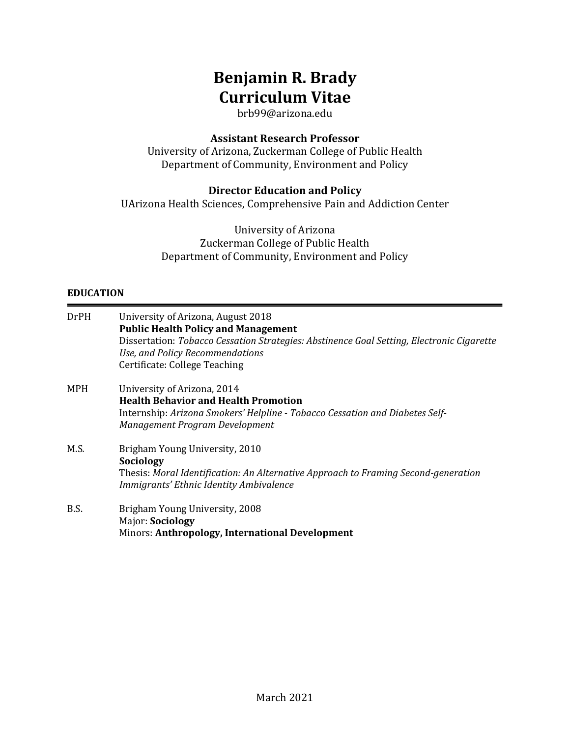# Benjamin R. Brady
# Curriculum Vitae

brb99@arizona.edu

**Assistant Research Professor**
University of Arizona, Zuckerman College of Public Health
Department of Community, Environment and Policy

**Director Education and Policy**
UArizona Health Sciences, Comprehensive Pain and Addiction Center

University of Arizona
Zuckerman College of Public Health
Department of Community, Environment and Policy

## EDUCATION

**DrPH** — University of Arizona, August 2018
**Public Health Policy and Management**
Dissertation: *Tobacco Cessation Strategies: Abstinence Goal Setting, Electronic Cigarette Use, and Policy Recommendations*
Certificate: College Teaching

**MPH** — University of Arizona, 2014
**Health Behavior and Health Promotion**
Internship: *Arizona Smokers' Helpline - Tobacco Cessation and Diabetes Self-Management Program Development*

**M.S.** — Brigham Young University, 2010
**Sociology**
Thesis: *Moral Identification: An Alternative Approach to Framing Second-generation Immigrants' Ethnic Identity Ambivalence*

**B.S.** — Brigham Young University, 2008
Major: **Sociology**
Minors: **Anthropology, International Development**

March 2021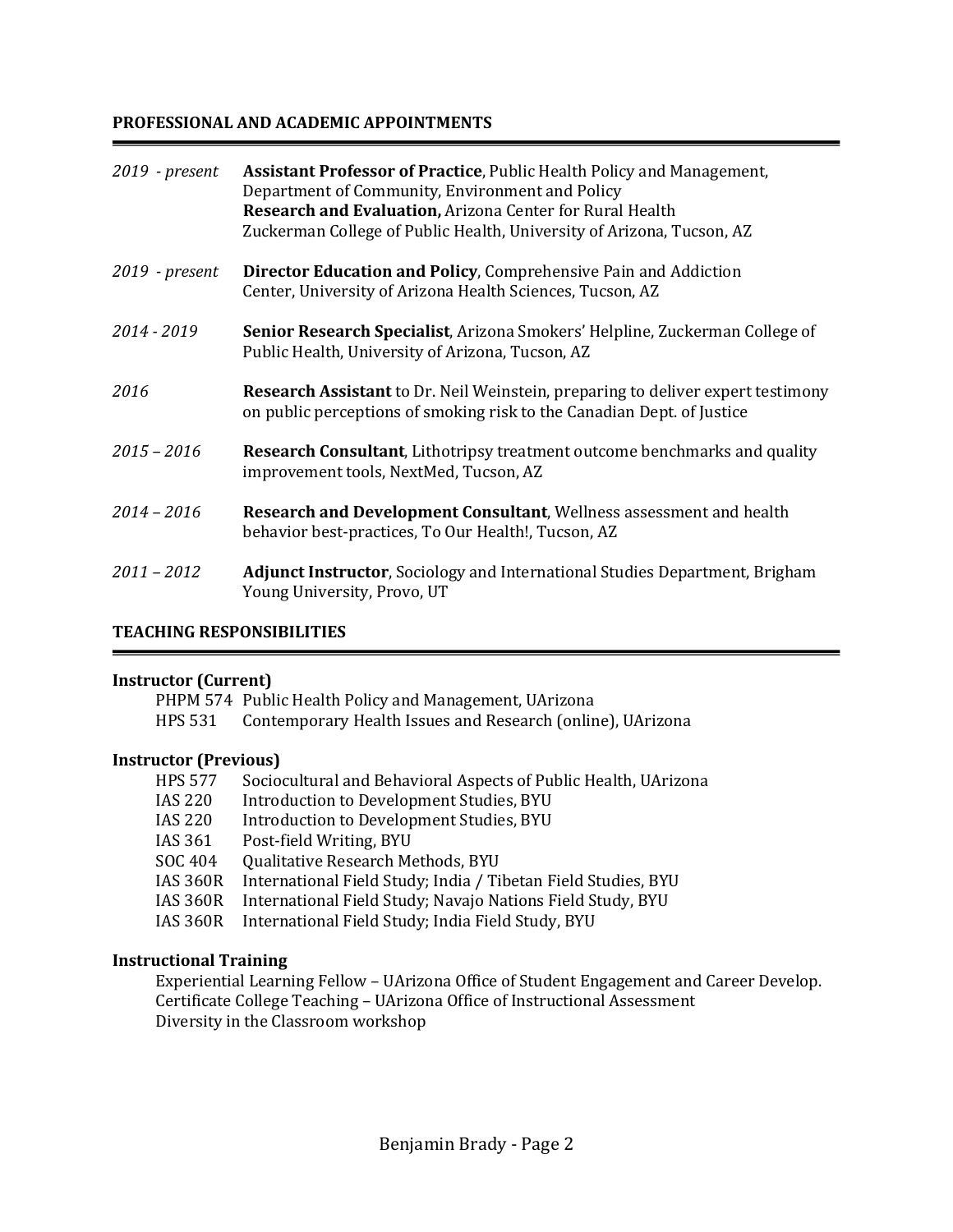## PROFESSIONAL AND ACADEMIC APPOINTMENTS

*2019 - present* **Assistant Professor of Practice**, Public Health Policy and Management, Department of Community, Environment and Policy
**Research and Evaluation,** Arizona Center for Rural Health
Zuckerman College of Public Health, University of Arizona, Tucson, AZ

*2019 - present* **Director Education and Policy**, Comprehensive Pain and Addiction Center, University of Arizona Health Sciences, Tucson, AZ

*2014 - 2019* **Senior Research Specialist**, Arizona Smokers' Helpline, Zuckerman College of Public Health, University of Arizona, Tucson, AZ

*2016* **Research Assistant** to Dr. Neil Weinstein, preparing to deliver expert testimony on public perceptions of smoking risk to the Canadian Dept. of Justice

*2015 – 2016* **Research Consultant**, Lithotripsy treatment outcome benchmarks and quality improvement tools, NextMed, Tucson, AZ

*2014 – 2016* **Research and Development Consultant**, Wellness assessment and health behavior best-practices, To Our Health!, Tucson, AZ

*2011 – 2012* **Adjunct Instructor**, Sociology and International Studies Department, Brigham Young University, Provo, UT

## TEACHING RESPONSIBILITIES

**Instructor (Current)**

- PHPM 574 Public Health Policy and Management, UArizona
- HPS 531 Contemporary Health Issues and Research (online), UArizona

**Instructor (Previous)**

- HPS 577 Sociocultural and Behavioral Aspects of Public Health, UArizona
- IAS 220 Introduction to Development Studies, BYU
- IAS 220 Introduction to Development Studies, BYU
- IAS 361 Post-field Writing, BYU
- SOC 404 Qualitative Research Methods, BYU
- IAS 360R International Field Study; India / Tibetan Field Studies, BYU
- IAS 360R International Field Study; Navajo Nations Field Study, BYU
- IAS 360R International Field Study; India Field Study, BYU

**Instructional Training**

- Experiential Learning Fellow – UArizona Office of Student Engagement and Career Develop.
- Certificate College Teaching – UArizona Office of Instructional Assessment
- Diversity in the Classroom workshop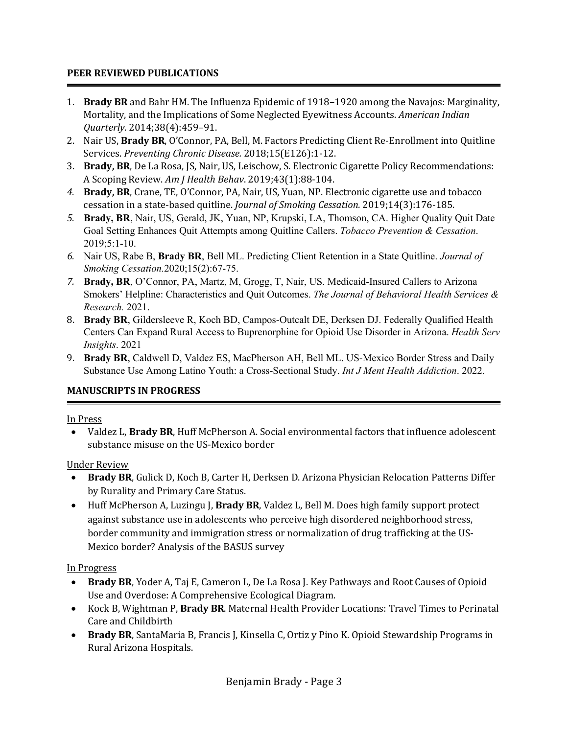## PEER REVIEWED PUBLICATIONS

1. **Brady BR** and Bahr HM. The Influenza Epidemic of 1918–1920 among the Navajos: Marginality, Mortality, and the Implications of Some Neglected Eyewitness Accounts. *American Indian Quarterly.* 2014;38(4):459–91.
2. Nair US, **Brady BR**, O'Connor, PA, Bell, M. Factors Predicting Client Re-Enrollment into Quitline Services. *Preventing Chronic Disease.* 2018;15(E126):1-12.
3. **Brady, BR**, De La Rosa, JS, Nair, US, Leischow, S. Electronic Cigarette Policy Recommendations: A Scoping Review. *Am J Health Behav*. 2019;43(1):88-104.
4. **Brady, BR**, Crane, TE, O'Connor, PA, Nair, US, Yuan, NP. Electronic cigarette use and tobacco cessation in a state-based quitline. *Journal of Smoking Cessation.* 2019;14(3):176-185.
5. **Brady, BR**, Nair, US, Gerald, JK, Yuan, NP, Krupski, LA, Thomson, CA. Higher Quality Quit Date Goal Setting Enhances Quit Attempts among Quitline Callers. *Tobacco Prevention & Cessation*. 2019;5:1-10.
6. Nair US, Rabe B, **Brady BR**, Bell ML. Predicting Client Retention in a State Quitline. *Journal of Smoking Cessation.*2020;15(2):67-75.
7. **Brady, BR**, O'Connor, PA, Martz, M, Grogg, T, Nair, US. Medicaid-Insured Callers to Arizona Smokers' Helpline: Characteristics and Quit Outcomes. *The Journal of Behavioral Health Services & Research.* 2021.
8. **Brady BR**, Gildersleeve R, Koch BD, Campos-Outcalt DE, Derksen DJ. Federally Qualified Health Centers Can Expand Rural Access to Buprenorphine for Opioid Use Disorder in Arizona. *Health Serv Insights*. 2021
9. **Brady BR**, Caldwell D, Valdez ES, MacPherson AH, Bell ML. US-Mexico Border Stress and Daily Substance Use Among Latino Youth: a Cross-Sectional Study. *Int J Ment Health Addiction*. 2022.

## MANUSCRIPTS IN PROGRESS

In Press

- Valdez L, **Brady BR**, Huff McPherson A. Social environmental factors that influence adolescent substance misuse on the US-Mexico border

Under Review

- **Brady BR**, Gulick D, Koch B, Carter H, Derksen D. Arizona Physician Relocation Patterns Differ by Rurality and Primary Care Status.
- Huff McPherson A, Luzingu J, **Brady BR**, Valdez L, Bell M. Does high family support protect against substance use in adolescents who perceive high disordered neighborhood stress, border community and immigration stress or normalization of drug trafficking at the US-Mexico border? Analysis of the BASUS survey

In Progress

- **Brady BR**, Yoder A, Taj E, Cameron L, De La Rosa J. Key Pathways and Root Causes of Opioid Use and Overdose: A Comprehensive Ecological Diagram.
- Kock B, Wightman P, **Brady BR**. Maternal Health Provider Locations: Travel Times to Perinatal Care and Childbirth
- **Brady BR**, SantaMaria B, Francis J, Kinsella C, Ortiz y Pino K. Opioid Stewardship Programs in Rural Arizona Hospitals.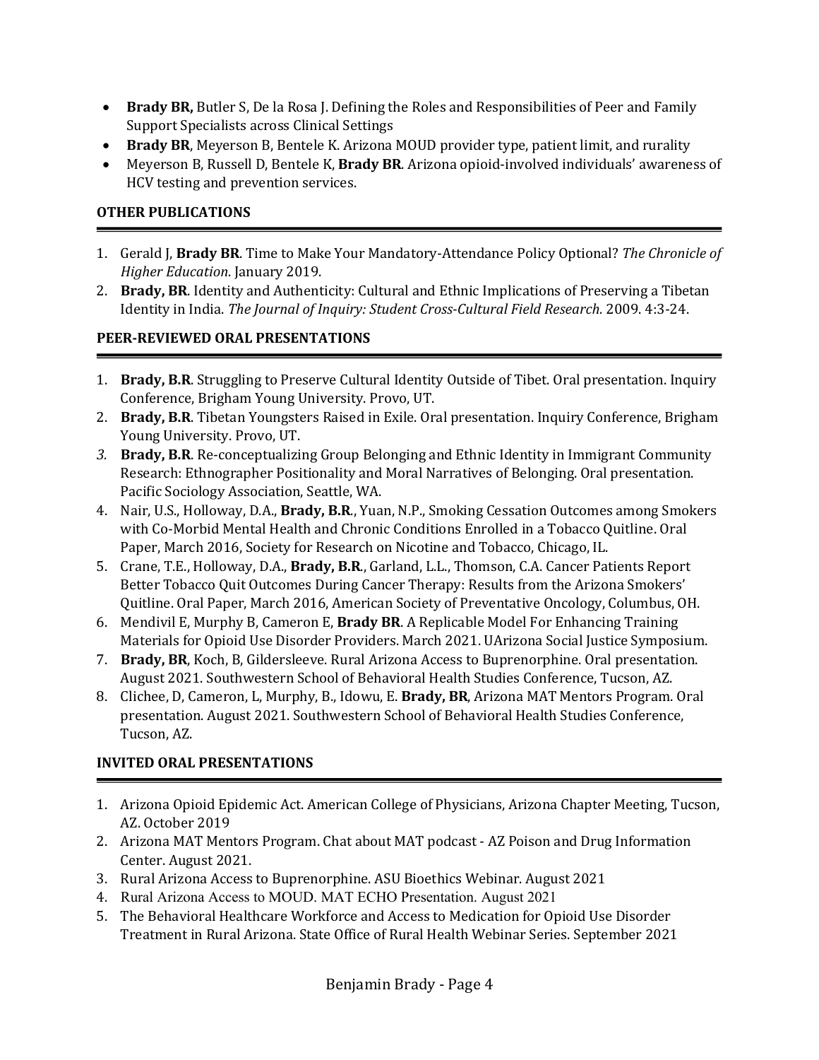- **Brady BR,** Butler S, De la Rosa J. Defining the Roles and Responsibilities of Peer and Family Support Specialists across Clinical Settings
- **Brady BR**, Meyerson B, Bentele K. Arizona MOUD provider type, patient limit, and rurality
- Meyerson B, Russell D, Bentele K, **Brady BR**. Arizona opioid-involved individuals' awareness of HCV testing and prevention services.

## OTHER PUBLICATIONS

1. Gerald J, **Brady BR**. Time to Make Your Mandatory-Attendance Policy Optional? *The Chronicle of Higher Education*. January 2019.
2. **Brady, BR**. Identity and Authenticity: Cultural and Ethnic Implications of Preserving a Tibetan Identity in India. *The Journal of Inquiry: Student Cross-Cultural Field Research.* 2009. 4:3-24.

## PEER-REVIEWED ORAL PRESENTATIONS

1. **Brady, B.R**. Struggling to Preserve Cultural Identity Outside of Tibet. Oral presentation. Inquiry Conference, Brigham Young University. Provo, UT.
2. **Brady, B.R**. Tibetan Youngsters Raised in Exile. Oral presentation. Inquiry Conference, Brigham Young University. Provo, UT.
3. **Brady, B.R**. Re-conceptualizing Group Belonging and Ethnic Identity in Immigrant Community Research: Ethnographer Positionality and Moral Narratives of Belonging. Oral presentation. Pacific Sociology Association, Seattle, WA.
4. Nair, U.S., Holloway, D.A., **Brady, B.R.**, Yuan, N.P., Smoking Cessation Outcomes among Smokers with Co-Morbid Mental Health and Chronic Conditions Enrolled in a Tobacco Quitline. Oral Paper, March 2016, Society for Research on Nicotine and Tobacco, Chicago, IL.
5. Crane, T.E., Holloway, D.A., **Brady, B.R.**, Garland, L.L., Thomson, C.A. Cancer Patients Report Better Tobacco Quit Outcomes During Cancer Therapy: Results from the Arizona Smokers' Quitline. Oral Paper, March 2016, American Society of Preventative Oncology, Columbus, OH.
6. Mendivil E, Murphy B, Cameron E, **Brady BR**. A Replicable Model For Enhancing Training Materials for Opioid Use Disorder Providers. March 2021. UArizona Social Justice Symposium.
7. **Brady, BR**, Koch, B, Gildersleeve. Rural Arizona Access to Buprenorphine. Oral presentation. August 2021. Southwestern School of Behavioral Health Studies Conference, Tucson, AZ.
8. Clichee, D, Cameron, L, Murphy, B., Idowu, E. **Brady, BR**, Arizona MAT Mentors Program. Oral presentation. August 2021. Southwestern School of Behavioral Health Studies Conference, Tucson, AZ.

## INVITED ORAL PRESENTATIONS

1. Arizona Opioid Epidemic Act. American College of Physicians, Arizona Chapter Meeting, Tucson, AZ. October 2019
2. Arizona MAT Mentors Program. Chat about MAT podcast - AZ Poison and Drug Information Center. August 2021.
3. Rural Arizona Access to Buprenorphine. ASU Bioethics Webinar. August 2021
4. Rural Arizona Access to MOUD. MAT ECHO Presentation. August 2021
5. The Behavioral Healthcare Workforce and Access to Medication for Opioid Use Disorder Treatment in Rural Arizona. State Office of Rural Health Webinar Series. September 2021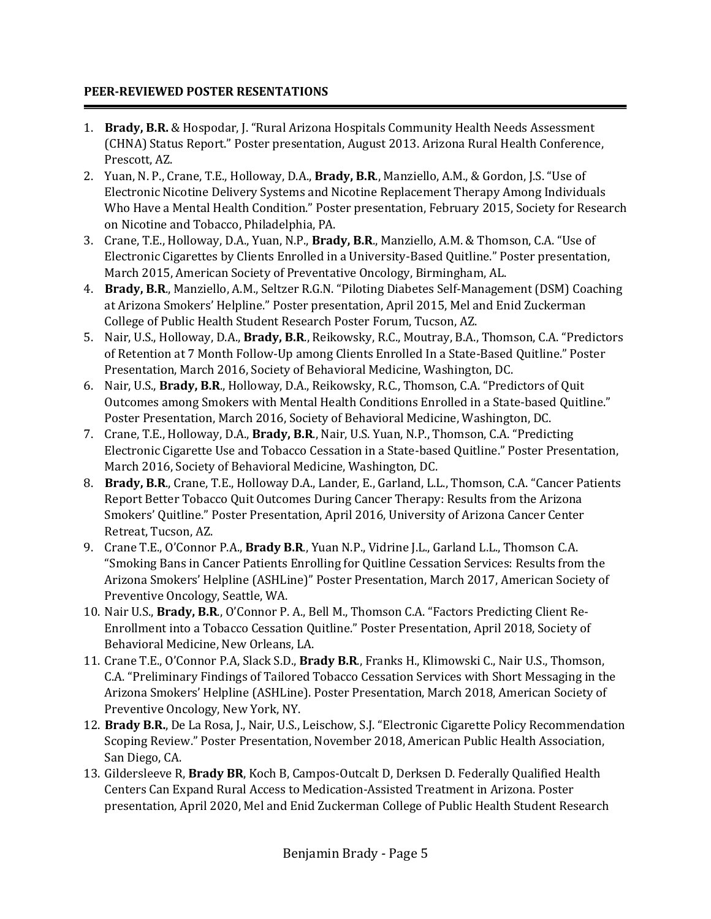**PEER-REVIEWED POSTER RESENTATIONS**

1. **Brady, B.R.** & Hospodar, J. "Rural Arizona Hospitals Community Health Needs Assessment (CHNA) Status Report." Poster presentation, August 2013. Arizona Rural Health Conference, Prescott, AZ.
2. Yuan, N. P., Crane, T.E., Holloway, D.A., **Brady, B.R**., Manziello, A.M., & Gordon, J.S. "Use of Electronic Nicotine Delivery Systems and Nicotine Replacement Therapy Among Individuals Who Have a Mental Health Condition." Poster presentation, February 2015, Society for Research on Nicotine and Tobacco, Philadelphia, PA.
3. Crane, T.E., Holloway, D.A., Yuan, N.P., **Brady, B.R**., Manziello, A.M. & Thomson, C.A. "Use of Electronic Cigarettes by Clients Enrolled in a University-Based Quitline." Poster presentation, March 2015, American Society of Preventative Oncology, Birmingham, AL.
4. **Brady, B.R**., Manziello, A.M., Seltzer R.G.N. "Piloting Diabetes Self-Management (DSM) Coaching at Arizona Smokers' Helpline." Poster presentation, April 2015, Mel and Enid Zuckerman College of Public Health Student Research Poster Forum, Tucson, AZ.
5. Nair, U.S., Holloway, D.A., **Brady, B.R**., Reikowsky, R.C., Moutray, B.A., Thomson, C.A. "Predictors of Retention at 7 Month Follow-Up among Clients Enrolled In a State-Based Quitline." Poster Presentation, March 2016, Society of Behavioral Medicine, Washington, DC.
6. Nair, U.S., **Brady, B.R**., Holloway, D.A., Reikowsky, R.C., Thomson, C.A. "Predictors of Quit Outcomes among Smokers with Mental Health Conditions Enrolled in a State-based Quitline." Poster Presentation, March 2016, Society of Behavioral Medicine, Washington, DC.
7. Crane, T.E., Holloway, D.A., **Brady, B.R**., Nair, U.S. Yuan, N.P., Thomson, C.A. "Predicting Electronic Cigarette Use and Tobacco Cessation in a State-based Quitline." Poster Presentation, March 2016, Society of Behavioral Medicine, Washington, DC.
8. **Brady, B.R**., Crane, T.E., Holloway D.A., Lander, E., Garland, L.L., Thomson, C.A. "Cancer Patients Report Better Tobacco Quit Outcomes During Cancer Therapy: Results from the Arizona Smokers' Quitline." Poster Presentation, April 2016, University of Arizona Cancer Center Retreat, Tucson, AZ.
9. Crane T.E., O'Connor P.A., **Brady B.R**., Yuan N.P., Vidrine J.L., Garland L.L., Thomson C.A. "Smoking Bans in Cancer Patients Enrolling for Quitline Cessation Services: Results from the Arizona Smokers' Helpline (ASHLine)" Poster Presentation, March 2017, American Society of Preventive Oncology, Seattle, WA.
10. Nair U.S., **Brady, B.R**., O'Connor P. A., Bell M., Thomson C.A. "Factors Predicting Client Re-Enrollment into a Tobacco Cessation Quitline." Poster Presentation, April 2018, Society of Behavioral Medicine, New Orleans, LA.
11. Crane T.E., O'Connor P.A, Slack S.D., **Brady B.R**., Franks H., Klimowski C., Nair U.S., Thomson, C.A. "Preliminary Findings of Tailored Tobacco Cessation Services with Short Messaging in the Arizona Smokers' Helpline (ASHLine). Poster Presentation, March 2018, American Society of Preventive Oncology, New York, NY.
12. **Brady B.R.**, De La Rosa, J., Nair, U.S., Leischow, S.J. "Electronic Cigarette Policy Recommendation Scoping Review." Poster Presentation, November 2018, American Public Health Association, San Diego, CA.
13. Gildersleeve R, **Brady BR**, Koch B, Campos-Outcalt D, Derksen D. Federally Qualified Health Centers Can Expand Rural Access to Medication-Assisted Treatment in Arizona. Poster presentation, April 2020, Mel and Enid Zuckerman College of Public Health Student Research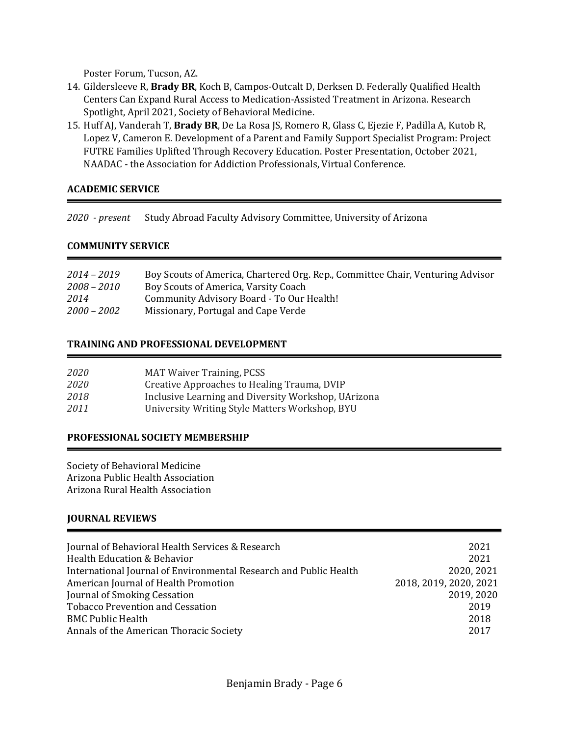Poster Forum, Tucson, AZ.

14. Gildersleeve R, **Brady BR**, Koch B, Campos-Outcalt D, Derksen D. Federally Qualified Health Centers Can Expand Rural Access to Medication-Assisted Treatment in Arizona. Research Spotlight, April 2021, Society of Behavioral Medicine.
15. Huff AJ, Vanderah T, **Brady BR**, De La Rosa JS, Romero R, Glass C, Ejezie F, Padilla A, Kutob R, Lopez V, Cameron E. Development of a Parent and Family Support Specialist Program: Project FUTRE Families Uplifted Through Recovery Education. Poster Presentation, October 2021, NAADAC - the Association for Addiction Professionals, Virtual Conference.

## ACADEMIC SERVICE

*2020 - present* Study Abroad Faculty Advisory Committee, University of Arizona

## COMMUNITY SERVICE

*2014 – 2019* Boy Scouts of America, Chartered Org. Rep., Committee Chair, Venturing Advisor
*2008 – 2010* Boy Scouts of America, Varsity Coach
*2014* Community Advisory Board - To Our Health!
*2000 – 2002* Missionary, Portugal and Cape Verde

## TRAINING AND PROFESSIONAL DEVELOPMENT

*2020* MAT Waiver Training, PCSS
*2020* Creative Approaches to Healing Trauma, DVIP
*2018* Inclusive Learning and Diversity Workshop, UArizona
*2011* University Writing Style Matters Workshop, BYU

## PROFESSIONAL SOCIETY MEMBERSHIP

Society of Behavioral Medicine
Arizona Public Health Association
Arizona Rural Health Association

## JOURNAL REVIEWS

| Journal | Years |
|---|---|
| Journal of Behavioral Health Services & Research | 2021 |
| Health Education & Behavior | 2021 |
| International Journal of Environmental Research and Public Health | 2020, 2021 |
| American Journal of Health Promotion | 2018, 2019, 2020, 2021 |
| Journal of Smoking Cessation | 2019, 2020 |
| Tobacco Prevention and Cessation | 2019 |
| BMC Public Health | 2018 |
| Annals of the American Thoracic Society | 2017 |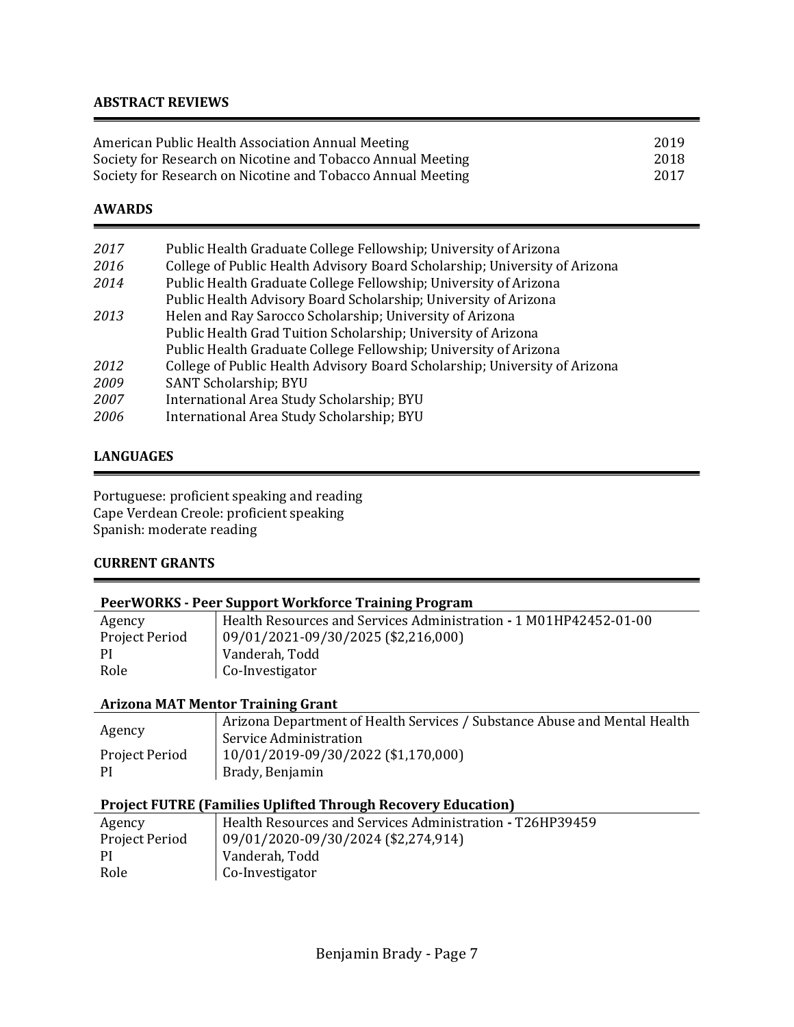## ABSTRACT REVIEWS

| | |
|---|---|
| American Public Health Association Annual Meeting | 2019 |
| Society for Research on Nicotine and Tobacco Annual Meeting | 2018 |
| Society for Research on Nicotine and Tobacco Annual Meeting | 2017 |

## AWARDS

| | |
|---|---|
| *2017* | Public Health Graduate College Fellowship; University of Arizona |
| *2016* | College of Public Health Advisory Board Scholarship; University of Arizona |
| *2014* | Public Health Graduate College Fellowship; University of Arizona |
| | Public Health Advisory Board Scholarship; University of Arizona |
| *2013* | Helen and Ray Sarocco Scholarship; University of Arizona |
| | Public Health Grad Tuition Scholarship; University of Arizona |
| | Public Health Graduate College Fellowship; University of Arizona |
| *2012* | College of Public Health Advisory Board Scholarship; University of Arizona |
| *2009* | SANT Scholarship; BYU |
| *2007* | International Area Study Scholarship; BYU |
| *2006* | International Area Study Scholarship; BYU |

## LANGUAGES

Portuguese: proficient speaking and reading
Cape Verdean Creole: proficient speaking
Spanish: moderate reading

## CURRENT GRANTS

**PeerWORKS - Peer Support Workforce Training Program**

| | |
|---|---|
| Agency | Health Resources and Services Administration - 1 M01HP42452-01-00 |
| Project Period | 09/01/2021-09/30/2025 ($2,216,000) |
| PI | Vanderah, Todd |
| Role | Co-Investigator |

**Arizona MAT Mentor Training Grant**

| | |
|---|---|
| Agency | Arizona Department of Health Services / Substance Abuse and Mental Health Service Administration |
| Project Period | 10/01/2019-09/30/2022 ($1,170,000) |
| PI | Brady, Benjamin |

**Project FUTRE (Families Uplifted Through Recovery Education)**

| | |
|---|---|
| Agency | Health Resources and Services Administration - T26HP39459 |
| Project Period | 09/01/2020-09/30/2024 ($2,274,914) |
| PI | Vanderah, Todd |
| Role | Co-Investigator |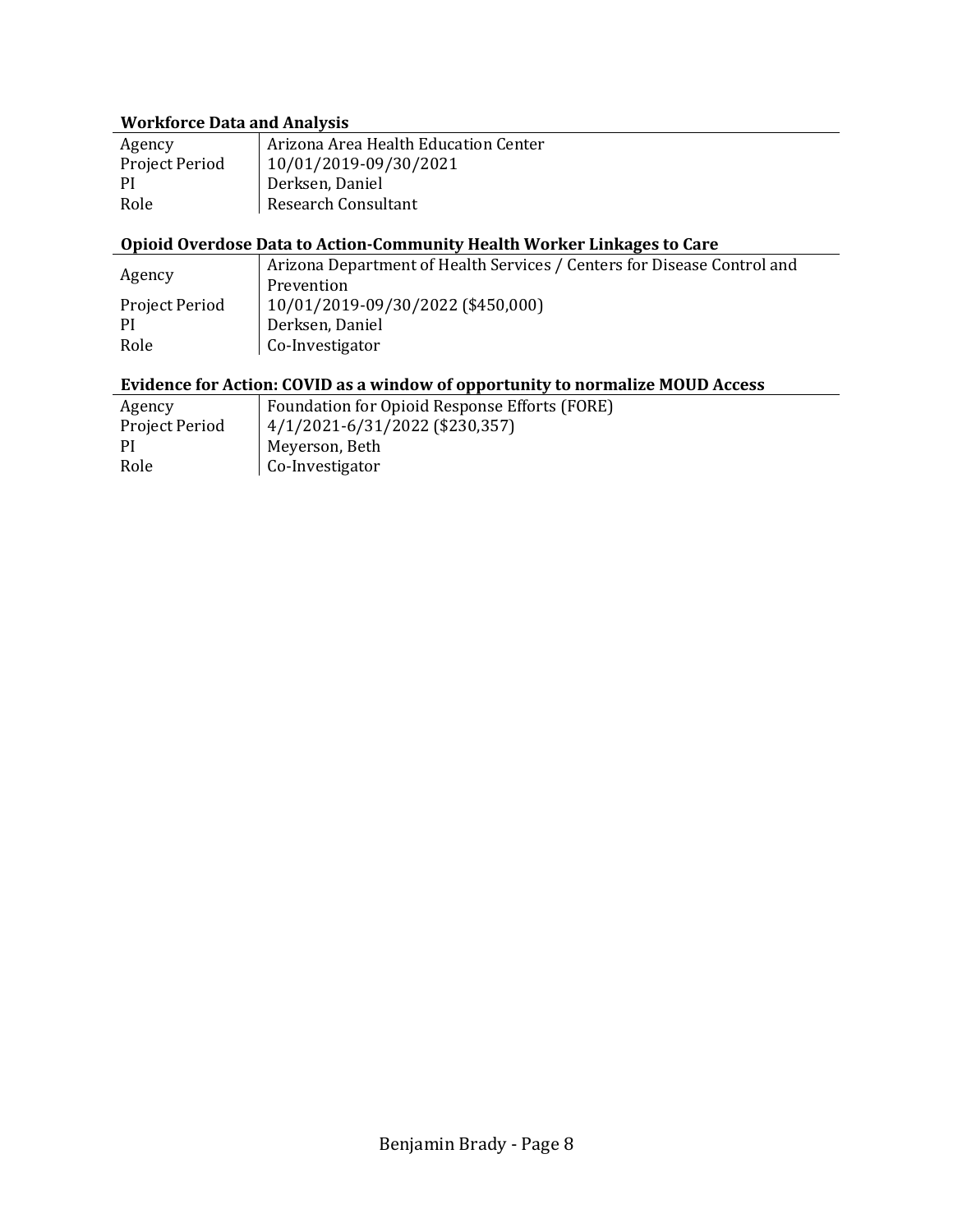**Workforce Data and Analysis**

| | |
|---|---|
| Agency | Arizona Area Health Education Center |
| Project Period | 10/01/2019-09/30/2021 |
| PI | Derksen, Daniel |
| Role | Research Consultant |

**Opioid Overdose Data to Action-Community Health Worker Linkages to Care**

| | |
|---|---|
| Agency | Arizona Department of Health Services / Centers for Disease Control and Prevention |
| Project Period | 10/01/2019-09/30/2022 ($450,000) |
| PI | Derksen, Daniel |
| Role | Co-Investigator |

**Evidence for Action: COVID as a window of opportunity to normalize MOUD Access**

| | |
|---|---|
| Agency | Foundation for Opioid Response Efforts (FORE) |
| Project Period | 4/1/2021-6/31/2022 ($230,357) |
| PI | Meyerson, Beth |
| Role | Co-Investigator |